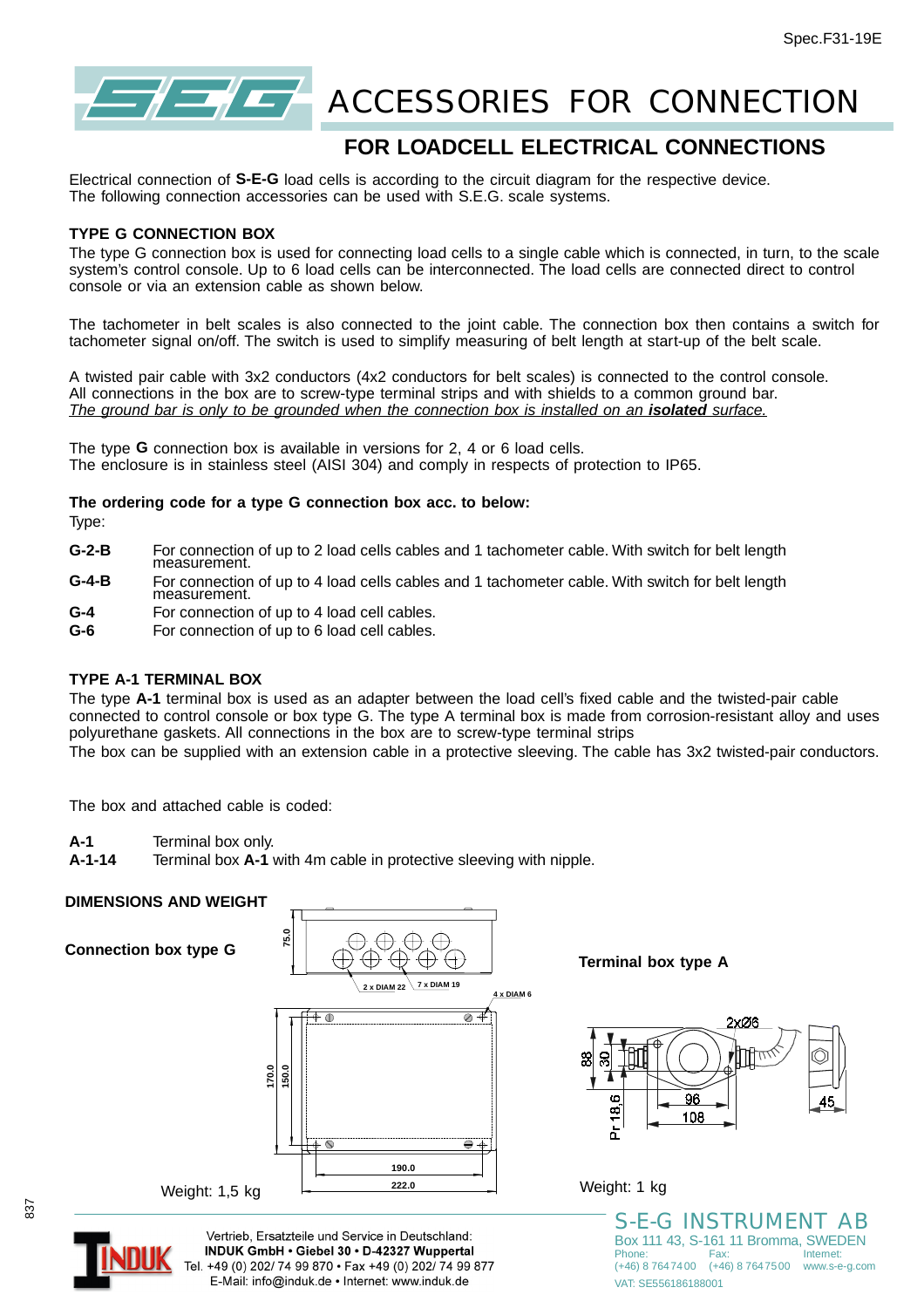Spec.F31-19E

# ACCESSORIES FOR CONNECTION

## FOR LOADCELL ELECTRICAL CONNECTIONS

Electrical connection of **S-E-G** load cells is according to the circuit diagram for the respective device.
The following connection accessories can be used with S.E.G. scale systems.

### TYPE G CONNECTION BOX

The type G connection box is used for connecting load cells to a single cable which is connected, in turn, to the scale system's control console. Up to 6 load cells can be interconnected. The load cells are connected direct to control console or via an extension cable as shown below.

The tachometer in belt scales is also connected to the joint cable. The connection box then contains a switch for tachometer signal on/off. The switch is used to simplify measuring of belt length at start-up of the belt scale.

A twisted pair cable with 3x2 conductors (4x2 conductors for belt scales) is connected to the control console.
All connections in the box are to screw-type terminal strips and with shields to a common ground bar.
*The ground bar is only to be grounded when the connection box is installed on an* ***isolated*** *surface.*

The type **G** connection box is available in versions for 2, 4 or 6 load cells.
The enclosure is in stainless steel (AISI 304) and comply in respects of protection to IP65.

**The ordering code for a type G connection box acc. to below:**

Type:

- **G-2-B** For connection of up to 2 load cells cables and 1 tachometer cable. With switch for belt length measurement.
- **G-4-B** For connection of up to 4 load cells cables and 1 tachometer cable. With switch for belt length measurement.
- **G-4** For connection of up to 4 load cell cables.
- **G-6** For connection of up to 6 load cell cables.

### TYPE A-1 TERMINAL BOX

The type **A-1** terminal box is used as an adapter between the load cell's fixed cable and the twisted-pair cable connected to control console or box type G. The type A terminal box is made from corrosion-resistant alloy and uses polyurethane gaskets. All connections in the box are to screw-type terminal strips
The box can be supplied with an extension cable in a protective sleeving. The cable has 3x2 twisted-pair conductors.

The box and attached cable is coded:

- **A-1** Terminal box only.
- **A-1-14** Terminal box **A-1** with 4m cable in protective sleeving with nipple.

### DIMENSIONS AND WEIGHT

**Connection box type G**

75.0 — 2 x DIAM 22 — 7 x DIAM 19 — 4 x DIAM 6 — 170.0 — 150.0 — 190.0 — 222.0

Weight: 1,5 kg

**Terminal box type A**

2xØ6 — 88 — 30 — Pr 18,6 — 96 — 108 — 45

Weight: 1 kg

S-E-G INSTRUMENT AB
Box 111 43, S-161 11 Bromma, SWEDEN
Phone: (+46) 8 764 74 00 Fax: (+46) 8 764 75 00 Internet: www.s-e-g.com
VAT: SE556186188001

INDUK
Vertrieb, Ersatzteile und Service in Deutschland:
**INDUK GmbH • Giebel 30 • D-42327 Wuppertal**
Tel. +49 (0) 202/ 74 99 870 • Fax +49 (0) 202/ 74 99 877
E-Mail: info@induk.de • Internet: www.induk.de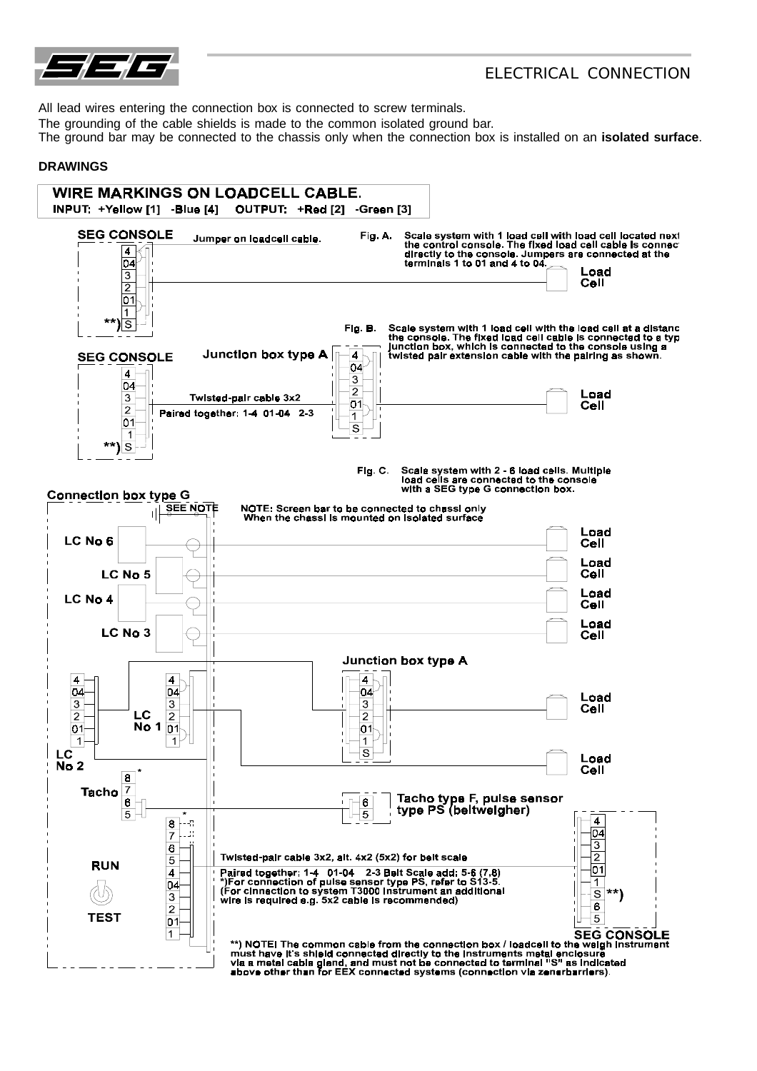# ELECTRICAL CONNECTION

All lead wires entering the connection box is connected to screw terminals.
The grounding of the cable shields is made to the common isolated ground bar.
The ground bar may be connected to the chassis only when the connection box is installed on an **isolated surface**.

**DRAWINGS**

**WIRE MARKINGS ON LOADCELL CABLE.**
**INPUT: +Yellow [1] -Blue [4] OUTPUT: +Red [2] -Green [3]**

SEG CONSOLE
Jumper on loadcell cable.
4
04
3
2
01
1
**) S
Load Cell

Fig. A. Scale system with 1 load cell with load cell located next the control console. The fixed load cell cable is connect directly to the console. Jumpers are connected at the terminals 1 to 01 and 4 to 04.

Fig. B. Scale system with 1 load cell with the load cell at a distanc the console. The fixed load cell cable is connected to a typ junction box, which is connected to the console using a twisted pair extension cable with the pairing as shown.

SEG CONSOLE
Junction box type A
Twisted-pair cable 3x2
Paired together: 1-4 01-04 2-3
4
04
3
2
01
1
**) S
Load Cell

Fig. C. Scale system with 2 - 6 load cells. Multiple load cells are connected to the console with a SEG type G connection box.

Connection box type G
SEE NOTE
NOTE: Screen bar to be connected to chassi only When the chassi is mounted on isolated surface
LC No 6
LC No 5
LC No 4
LC No 3
LC No 1
LC No 2
Load Cell
Junction box type A
4
04
3
2
01
1
S
Tacho
8 *
7
6
5
Tacho type F, pulse sensor type PS (beltweigher)
RUN
TEST
Twisted-pair cable 3x2, alt. 4x2 (5x2) for belt scale
Paired together: 1-4 01-04 2-3 Belt Scale add: 5-6 (7,8)
*)For connection of pulse sensor type PS, refer to S13-5.
(For cinnection to system T3000 instrument an additional wire is required e.g. 5x2 cable is recommended)
SEG CONSOLE
4
04
3
2
01
1
S **)
6
5

**) NOTE! The common cable from the connection box / loadcell to the weigh instrument must have it's shield connected directly to the instruments metal enclosure via a metal cable gland, and must not be connected to terminal "S" as indicated above other than for EEX connected systems (connection via zenerbarriers).